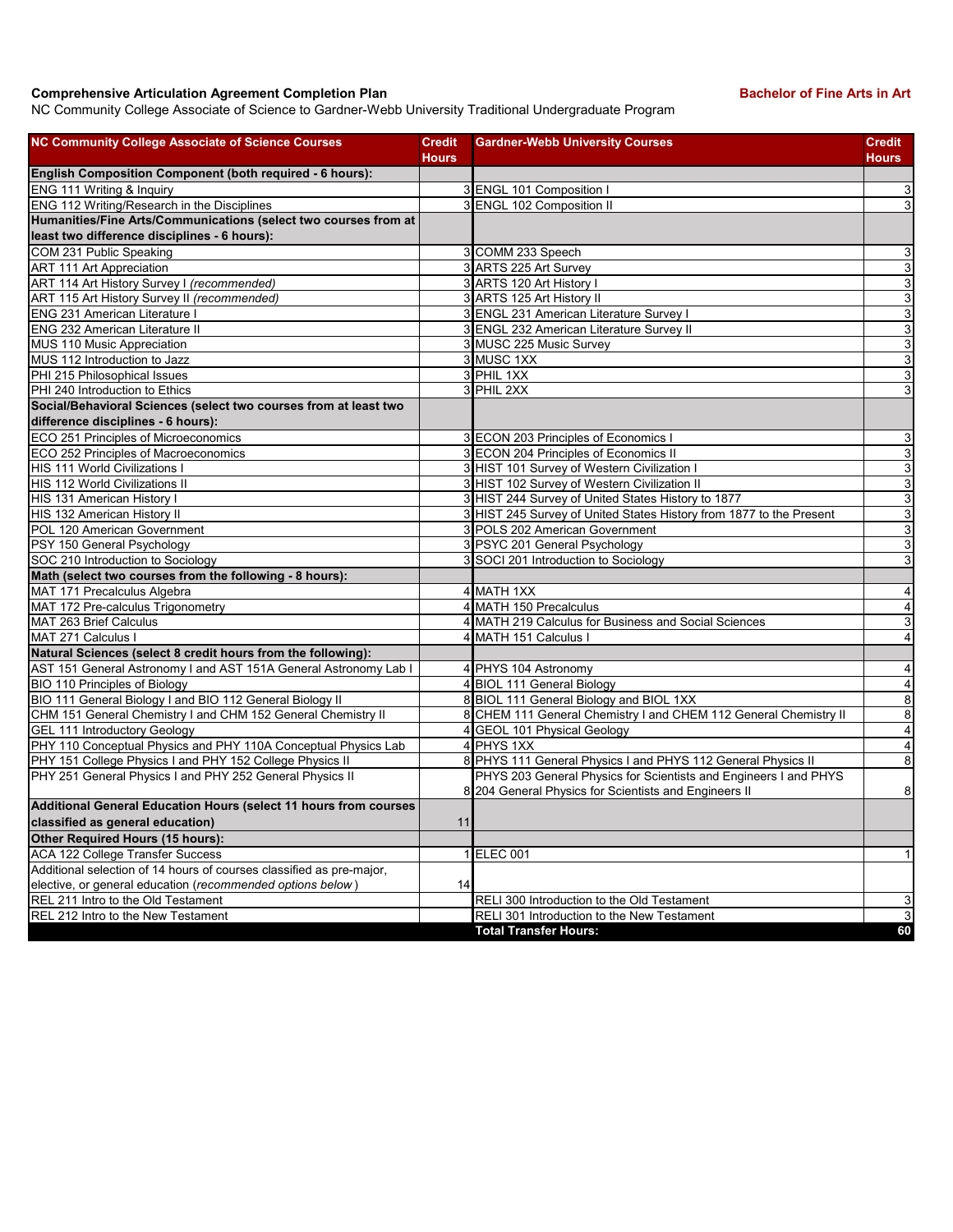**Comprehensive Articulation Agreement Completion Plan** **Bachelor of Fine Arts in Art**

NC Community College Associate of Science to Gardner-Webb University Traditional Undergraduate Program

| NC Community College Associate of Science Courses | Credit Hours | Gardner-Webb University Courses | Credit Hours |
|---|---|---|---|
| **English Composition Component (both required - 6 hours):** | | | |
| ENG 111 Writing & Inquiry | 3 | ENGL 101 Composition I | 3 |
| ENG 112 Writing/Research in the Disciplines | 3 | ENGL 102 Composition II | 3 |
| **Humanities/Fine Arts/Communications (select two courses from at least two difference disciplines - 6 hours):** | | | |
| COM 231 Public Speaking | 3 | COMM 233 Speech | 3 |
| ART 111 Art Appreciation | 3 | ARTS 225 Art Survey | 3 |
| ART 114 Art History Survey I *(recommended)* | 3 | ARTS 120 Art History I | 3 |
| ART 115 Art History Survey II *(recommended)* | 3 | ARTS 125 Art History II | 3 |
| ENG 231 American Literature I | 3 | ENGL 231 American Literature Survey I | 3 |
| ENG 232 American Literature II | 3 | ENGL 232 American Literature Survey II | 3 |
| MUS 110 Music Appreciation | 3 | MUSC 225 Music Survey | 3 |
| MUS 112 Introduction to Jazz | 3 | MUSC 1XX | 3 |
| PHI 215 Philosophical Issues | 3 | PHIL 1XX | 3 |
| PHI 240 Introduction to Ethics | 3 | PHIL 2XX | 3 |
| **Social/Behavioral Sciences (select two courses from at least two difference disciplines - 6 hours):** | | | |
| ECO 251 Principles of Microeconomics | 3 | ECON 203 Principles of Economics I | 3 |
| ECO 252 Principles of Macroeconomics | 3 | ECON 204 Principles of Economics II | 3 |
| HIS 111 World Civilizations I | 3 | HIST 101 Survey of Western Civilization I | 3 |
| HIS 112 World Civilizations II | 3 | HIST 102 Survey of Western Civilization II | 3 |
| HIS 131 American History I | 3 | HIST 244 Survey of United States History to 1877 | 3 |
| HIS 132 American History II | 3 | HIST 245 Survey of United States History from 1877 to the Present | 3 |
| POL 120 American Government | 3 | POLS 202 American Government | 3 |
| PSY 150 General Psychology | 3 | PSYC 201 General Psychology | 3 |
| SOC 210 Introduction to Sociology | 3 | SOCI 201 Introduction to Sociology | 3 |
| **Math (select two courses from the following - 8 hours):** | | | |
| MAT 171 Precalculus Algebra | 4 | MATH 1XX | 4 |
| MAT 172 Pre-calculus Trigonometry | 4 | MATH 150 Precalculus | 4 |
| MAT 263 Brief Calculus | 4 | MATH 219 Calculus for Business and Social Sciences | 3 |
| MAT 271 Calculus I | 4 | MATH 151 Calculus I | 4 |
| **Natural Sciences (select 8 credit hours from the following):** | | | |
| AST 151 General Astronomy I and AST 151A General Astronomy Lab I | 4 | PHYS 104 Astronomy | 4 |
| BIO 110 Principles of Biology | 4 | BIOL 111 General Biology | 4 |
| BIO 111 General Biology I and BIO 112 General Biology II | 8 | BIOL 111 General Biology and BIOL 1XX | 8 |
| CHM 151 General Chemistry I and CHM 152 General Chemistry II | 8 | CHEM 111 General Chemistry I and CHEM 112 General Chemistry II | 8 |
| GEL 111 Introductory Geology | 4 | GEOL 101 Physical Geology | 4 |
| PHY 110 Conceptual Physics and PHY 110A Conceptual Physics Lab | 4 | PHYS 1XX | 4 |
| PHY 151 College Physics I and PHY 152 College Physics II | 8 | PHYS 111 General Physics I and PHYS 112 General Physics II | 8 |
| PHY 251 General Physics I and PHY 252 General Physics II | 8 | PHYS 203 General Physics for Scientists and Engineers I and PHYS 204 General Physics for Scientists and Engineers II | 8 |
| **Additional General Education Hours (select 11 hours from courses classified as general education)** | 11 | | |
| **Other Required Hours (15 hours):** | | | |
| ACA 122 College Transfer Success | 1 | ELEC 001 | 1 |
| Additional selection of 14 hours of courses classified as pre-major, elective, or general education (*recommended options below*) | 14 | | |
| REL 211 Intro to the Old Testament | | RELI 300 Introduction to the Old Testament | 3 |
| REL 212 Intro to the New Testament | | RELI 301 Introduction to the New Testament | 3 |
| | | **Total Transfer Hours:** | **60** |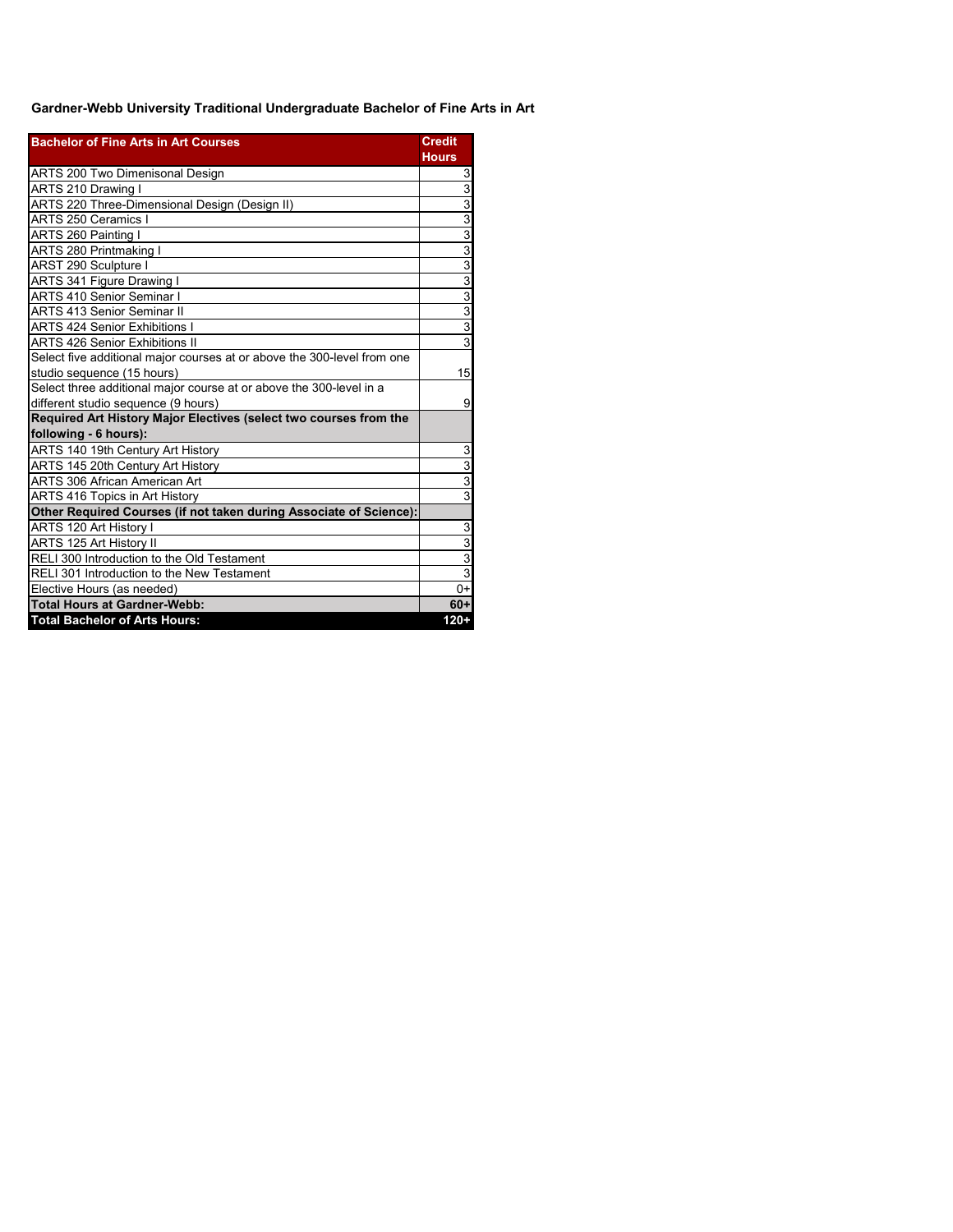**Gardner-Webb University Traditional Undergraduate Bachelor of Fine Arts in Art**

| Bachelor of Fine Arts in Art Courses | Credit Hours |
|---|---|
| ARTS 200 Two Dimenisonal Design | 3 |
| ARTS 210 Drawing I | 3 |
| ARTS 220 Three-Dimensional Design (Design II) | 3 |
| ARTS 250 Ceramics I | 3 |
| ARTS 260 Painting I | 3 |
| ARTS 280 Printmaking I | 3 |
| ARST 290 Sculpture I | 3 |
| ARTS 341 Figure Drawing I | 3 |
| ARTS 410 Senior Seminar I | 3 |
| ARTS 413 Senior Seminar II | 3 |
| ARTS 424 Senior Exhibitions I | 3 |
| ARTS 426 Senior Exhibitions II | 3 |
| Select five additional major courses at or above the 300-level from one studio sequence (15 hours) | 15 |
| Select three additional major course at or above the 300-level in a different studio sequence (9 hours) | 9 |
| **Required Art History Major Electives (select two courses from the following - 6 hours):** | |
| ARTS 140 19th Century Art History | 3 |
| ARTS 145 20th Century Art History | 3 |
| ARTS 306 African American Art | 3 |
| ARTS 416 Topics in Art History | 3 |
| **Other Required Courses (if not taken during Associate of Science):** | |
| ARTS 120 Art History I | 3 |
| ARTS 125 Art History II | 3 |
| RELI 300 Introduction to the Old Testament | 3 |
| RELI 301 Introduction to the New Testament | 3 |
| Elective Hours (as needed) | 0+ |
| **Total Hours at Gardner-Webb:** | **60+** |
| **Total Bachelor of Arts Hours:** | **120+** |